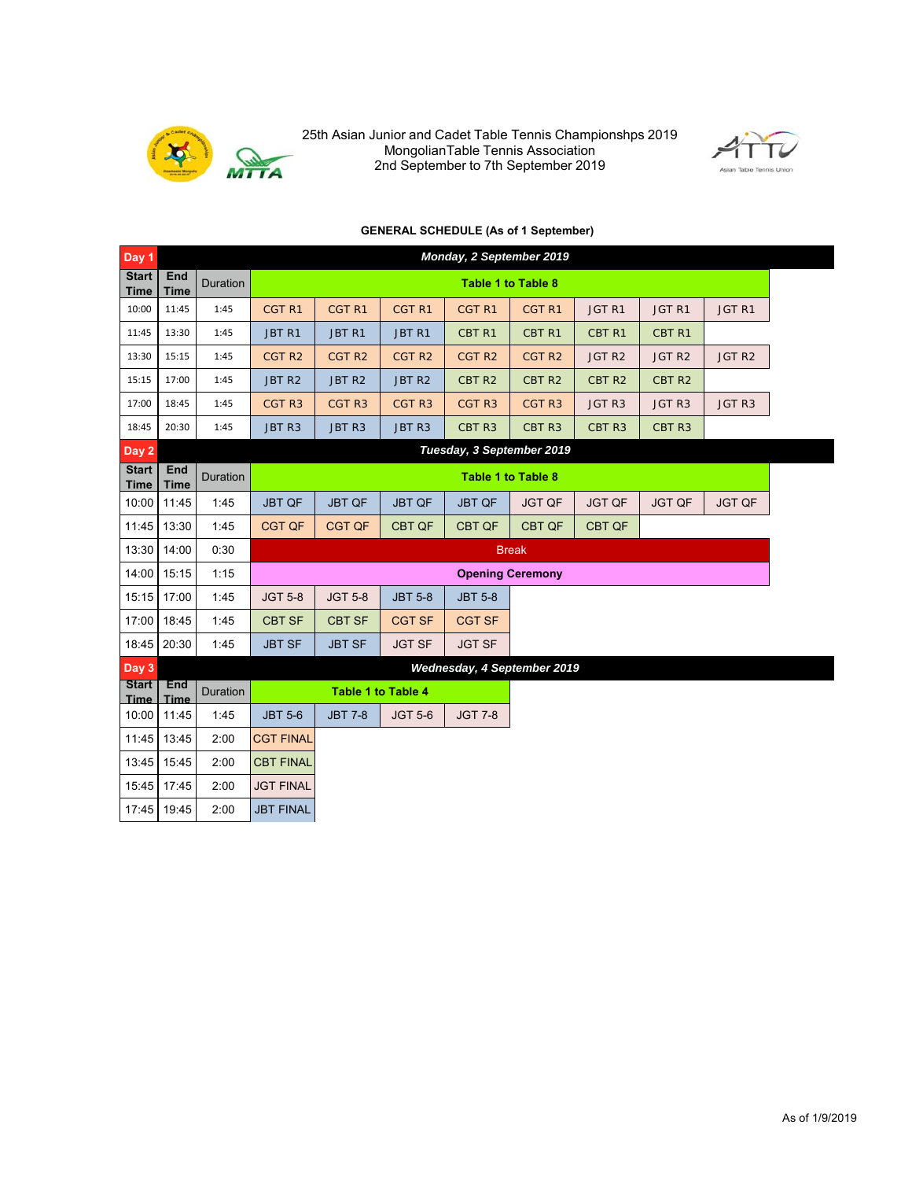25th Asian Junior and Cadet Table Tennis Championshps 2019
MongolianTable Tennis Association
2nd September to 7th September 2019

**GENERAL SCHEDULE (As of 1 September)**

| Day 1 | | | Monday, 2 September 2019 | | | | | | | |
|---|---|---|---|---|---|---|---|---|---|---|
| Start Time | End Time | Duration | Table 1 to Table 8 | | | | | | | |
| 10:00 | 11:45 | 1:45 | CGT R1 | CGT R1 | CGT R1 | CGT R1 | CGT R1 | JGT R1 | JGT R1 | JGT R1 |
| 11:45 | 13:30 | 1:45 | JBT R1 | JBT R1 | JBT R1 | CBT R1 | CBT R1 | CBT R1 | CBT R1 | |
| 13:30 | 15:15 | 1:45 | CGT R2 | CGT R2 | CGT R2 | CGT R2 | CGT R2 | JGT R2 | JGT R2 | JGT R2 |
| 15:15 | 17:00 | 1:45 | JBT R2 | JBT R2 | JBT R2 | CBT R2 | CBT R2 | CBT R2 | CBT R2 | |
| 17:00 | 18:45 | 1:45 | CGT R3 | CGT R3 | CGT R3 | CGT R3 | CGT R3 | JGT R3 | JGT R3 | JGT R3 |
| 18:45 | 20:30 | 1:45 | JBT R3 | JBT R3 | JBT R3 | CBT R3 | CBT R3 | CBT R3 | CBT R3 | |
| **Day 2** | | | **Tuesday, 3 September 2019** | | | | | | | |
| Start Time | End Time | Duration | Table 1 to Table 8 | | | | | | | |
| 10:00 | 11:45 | 1:45 | JBT QF | JBT QF | JBT QF | JBT QF | JGT QF | JGT QF | JGT QF | JGT QF |
| 11:45 | 13:30 | 1:45 | CGT QF | CGT QF | CBT QF | CBT QF | CBT QF | CBT QF | | |
| 13:30 | 14:00 | 0:30 | Break | | | | | | | |
| 14:00 | 15:15 | 1:15 | Opening Ceremony | | | | | | | |
| 15:15 | 17:00 | 1:45 | JGT 5-8 | JGT 5-8 | JBT 5-8 | JBT 5-8 | | | | |
| 17:00 | 18:45 | 1:45 | CBT SF | CBT SF | CGT SF | CGT SF | | | | |
| 18:45 | 20:30 | 1:45 | JBT SF | JBT SF | JGT SF | JGT SF | | | | |
| **Day 3** | | | **Wednesday, 4 September 2019** | | | | | | | |
| Start Time | End Time | Duration | Table 1 to Table 4 | | | | | | | |
| 10:00 | 11:45 | 1:45 | JBT 5-6 | JBT 7-8 | JGT 5-6 | JGT 7-8 | | | | |
| 11:45 | 13:45 | 2:00 | CGT FINAL | | | | | | | |
| 13:45 | 15:45 | 2:00 | CBT FINAL | | | | | | | |
| 15:45 | 17:45 | 2:00 | JGT FINAL | | | | | | | |
| 17:45 | 19:45 | 2:00 | JBT FINAL | | | | | | | |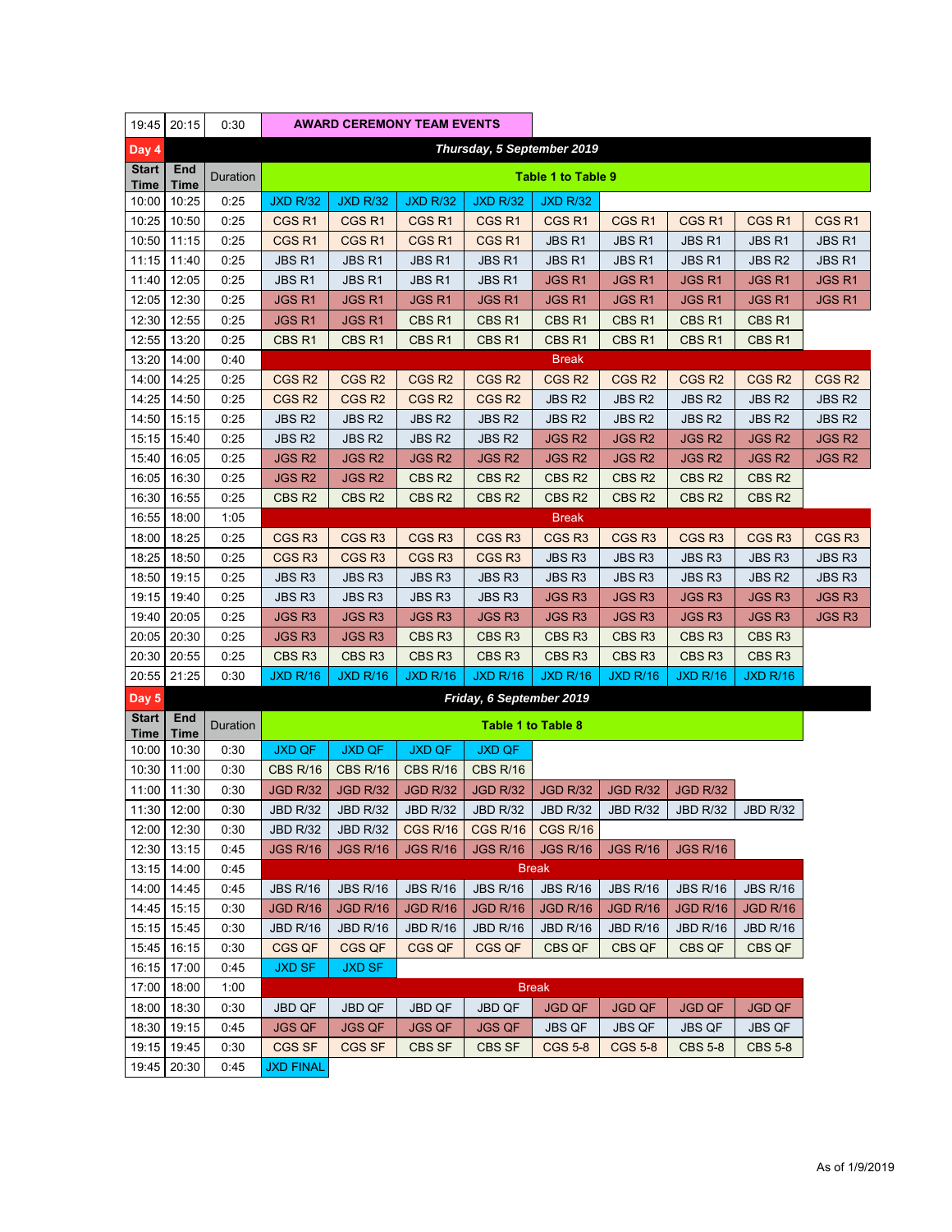| 19:45 | 20:15 | 0:30 | AWARD CEREMONY TEAM EVENTS | | | | | | | | |
|---|---|---|---|---|---|---|---|---|---|---|---|
| **Day 4** | | | ***Thursday, 5 September 2019*** | | | | | | | | |
| **Start Time** | **End Time** | Duration | **Table 1 to Table 9** | | | | | | | | |
| 10:00 | 10:25 | 0:25 | JXD R/32 | JXD R/32 | JXD R/32 | JXD R/32 | JXD R/32 | | | | |
| 10:25 | 10:50 | 0:25 | CGS R1 | CGS R1 | CGS R1 | CGS R1 | CGS R1 | CGS R1 | CGS R1 | CGS R1 | CGS R1 |
| 10:50 | 11:15 | 0:25 | CGS R1 | CGS R1 | CGS R1 | CGS R1 | JBS R1 | JBS R1 | JBS R1 | JBS R1 | JBS R1 |
| 11:15 | 11:40 | 0:25 | JBS R1 | JBS R1 | JBS R1 | JBS R1 | JBS R1 | JBS R1 | JBS R1 | JBS R2 | JBS R1 |
| 11:40 | 12:05 | 0:25 | JBS R1 | JBS R1 | JBS R1 | JBS R1 | JGS R1 | JGS R1 | JGS R1 | JGS R1 | JGS R1 |
| 12:05 | 12:30 | 0:25 | JGS R1 | JGS R1 | JGS R1 | JGS R1 | JGS R1 | JGS R1 | JGS R1 | JGS R1 | JGS R1 |
| 12:30 | 12:55 | 0:25 | JGS R1 | JGS R1 | CBS R1 | CBS R1 | CBS R1 | CBS R1 | CBS R1 | CBS R1 | |
| 12:55 | 13:20 | 0:25 | CBS R1 | CBS R1 | CBS R1 | CBS R1 | CBS R1 | CBS R1 | CBS R1 | CBS R1 | |
| 13:20 | 14:00 | 0:40 | Break | | | | | | | | |
| 14:00 | 14:25 | 0:25 | CGS R2 | CGS R2 | CGS R2 | CGS R2 | CGS R2 | CGS R2 | CGS R2 | CGS R2 | CGS R2 |
| 14:25 | 14:50 | 0:25 | CGS R2 | CGS R2 | CGS R2 | CGS R2 | JBS R2 | JBS R2 | JBS R2 | JBS R2 | JBS R2 |
| 14:50 | 15:15 | 0:25 | JBS R2 | JBS R2 | JBS R2 | JBS R2 | JBS R2 | JBS R2 | JBS R2 | JBS R2 | JBS R2 |
| 15:15 | 15:40 | 0:25 | JBS R2 | JBS R2 | JBS R2 | JBS R2 | JGS R2 | JGS R2 | JGS R2 | JGS R2 | JGS R2 |
| 15:40 | 16:05 | 0:25 | JGS R2 | JGS R2 | JGS R2 | JGS R2 | JGS R2 | JGS R2 | JGS R2 | JGS R2 | JGS R2 |
| 16:05 | 16:30 | 0:25 | JGS R2 | JGS R2 | CBS R2 | CBS R2 | CBS R2 | CBS R2 | CBS R2 | CBS R2 | |
| 16:30 | 16:55 | 0:25 | CBS R2 | CBS R2 | CBS R2 | CBS R2 | CBS R2 | CBS R2 | CBS R2 | CBS R2 | |
| 16:55 | 18:00 | 1:05 | Break | | | | | | | | |
| 18:00 | 18:25 | 0:25 | CGS R3 | CGS R3 | CGS R3 | CGS R3 | CGS R3 | CGS R3 | CGS R3 | CGS R3 | CGS R3 |
| 18:25 | 18:50 | 0:25 | CGS R3 | CGS R3 | CGS R3 | CGS R3 | JBS R3 | JBS R3 | JBS R3 | JBS R3 | JBS R3 |
| 18:50 | 19:15 | 0:25 | JBS R3 | JBS R3 | JBS R3 | JBS R3 | JBS R3 | JBS R3 | JBS R3 | JBS R2 | JBS R3 |
| 19:15 | 19:40 | 0:25 | JBS R3 | JBS R3 | JBS R3 | JBS R3 | JGS R3 | JGS R3 | JGS R3 | JGS R3 | JGS R3 |
| 19:40 | 20:05 | 0:25 | JGS R3 | JGS R3 | JGS R3 | JGS R3 | JGS R3 | JGS R3 | JGS R3 | JGS R3 | JGS R3 |
| 20:05 | 20:30 | 0:25 | JGS R3 | JGS R3 | CBS R3 | CBS R3 | CBS R3 | CBS R3 | CBS R3 | CBS R3 | |
| 20:30 | 20:55 | 0:25 | CBS R3 | CBS R3 | CBS R3 | CBS R3 | CBS R3 | CBS R3 | CBS R3 | CBS R3 | |
| 20:55 | 21:25 | 0:30 | JXD R/16 | JXD R/16 | JXD R/16 | JXD R/16 | JXD R/16 | JXD R/16 | JXD R/16 | JXD R/16 | |
| **Day 5** | | | ***Friday, 6 September 2019*** | | | | | | | | |
| **Start Time** | **End Time** | Duration | **Table 1 to Table 8** | | | | | | | | |
| 10:00 | 10:30 | 0:30 | JXD QF | JXD QF | JXD QF | JXD QF | | | | | |
| 10:30 | 11:00 | 0:30 | CBS R/16 | CBS R/16 | CBS R/16 | CBS R/16 | | | | | |
| 11:00 | 11:30 | 0:30 | JGD R/32 | JGD R/32 | JGD R/32 | JGD R/32 | JGD R/32 | JGD R/32 | JGD R/32 | | |
| 11:30 | 12:00 | 0:30 | JBD R/32 | JBD R/32 | JBD R/32 | JBD R/32 | JBD R/32 | JBD R/32 | JBD R/32 | JBD R/32 | |
| 12:00 | 12:30 | 0:30 | JBD R/32 | JBD R/32 | CGS R/16 | CGS R/16 | CGS R/16 | | | | |
| 12:30 | 13:15 | 0:45 | JGS R/16 | JGS R/16 | JGS R/16 | JGS R/16 | JGS R/16 | JGS R/16 | JGS R/16 | | |
| 13:15 | 14:00 | 0:45 | Break | | | | | | | | |
| 14:00 | 14:45 | 0:45 | JBS R/16 | JBS R/16 | JBS R/16 | JBS R/16 | JBS R/16 | JBS R/16 | JBS R/16 | JBS R/16 | |
| 14:45 | 15:15 | 0:30 | JGD R/16 | JGD R/16 | JGD R/16 | JGD R/16 | JGD R/16 | JGD R/16 | JGD R/16 | JGD R/16 | |
| 15:15 | 15:45 | 0:30 | JBD R/16 | JBD R/16 | JBD R/16 | JBD R/16 | JBD R/16 | JBD R/16 | JBD R/16 | JBD R/16 | |
| 15:45 | 16:15 | 0:30 | CGS QF | CGS QF | CGS QF | CGS QF | CBS QF | CBS QF | CBS QF | CBS QF | |
| 16:15 | 17:00 | 0:45 | JXD SF | JXD SF | | | | | | | |
| 17:00 | 18:00 | 1:00 | Break | | | | | | | | |
| 18:00 | 18:30 | 0:30 | JBD QF | JBD QF | JBD QF | JBD QF | JGD QF | JGD QF | JGD QF | JGD QF | |
| 18:30 | 19:15 | 0:45 | JGS QF | JGS QF | JGS QF | JGS QF | JBS QF | JBS QF | JBS QF | JBS QF | |
| 19:15 | 19:45 | 0:30 | CGS SF | CGS SF | CBS SF | CBS SF | CGS 5-8 | CGS 5-8 | CBS 5-8 | CBS 5-8 | |
| 19:45 | 20:30 | 0:45 | JXD FINAL | | | | | | | | |

As of 1/9/2019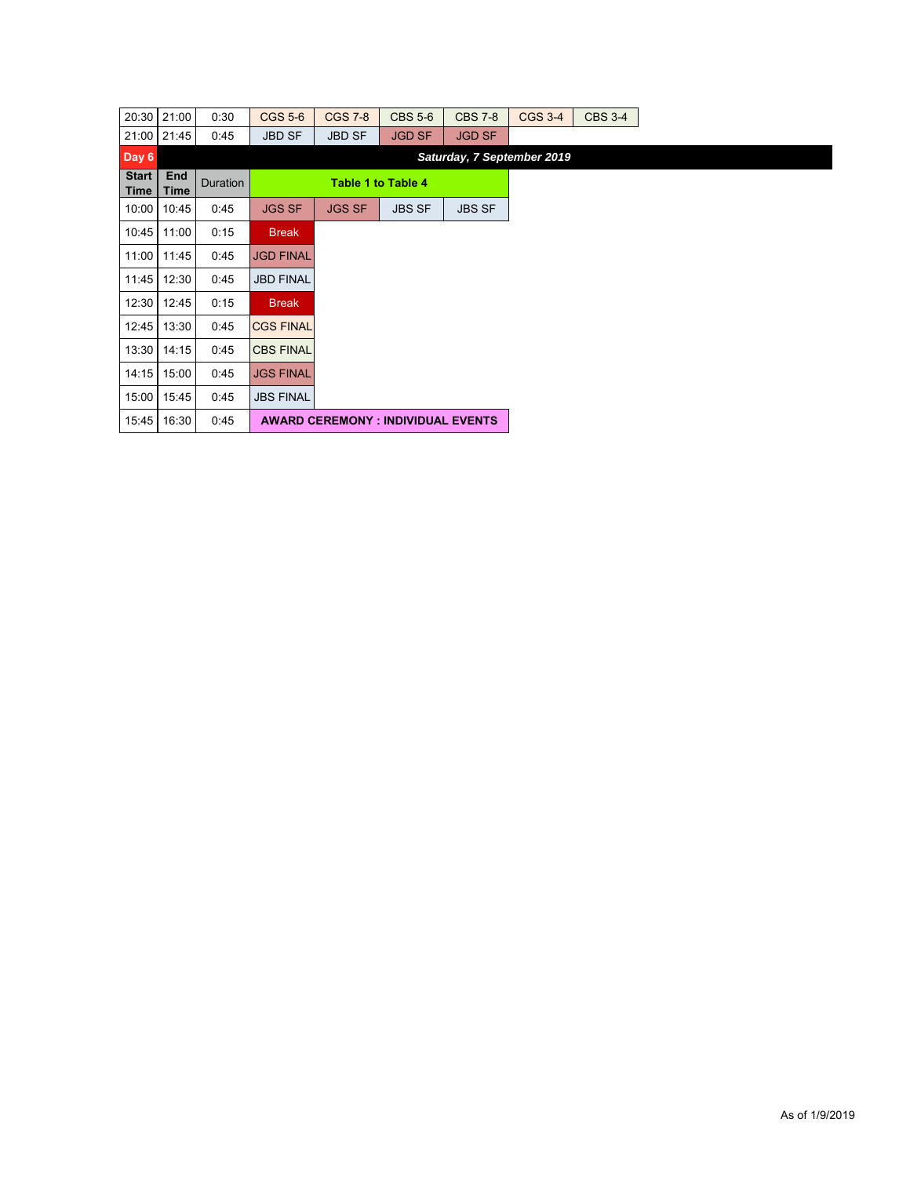| | | | | | | | | |
|---|---|---|---|---|---|---|---|---|
| 20:30 | 21:00 | 0:30 | CGS 5-6 | CGS 7-8 | CBS 5-6 | CBS 7-8 | CGS 3-4 | CBS 3-4 |
| 21:00 | 21:45 | 0:45 | JBD SF | JBD SF | JGD SF | JGD SF | | |

| Day 6 | | *Saturday, 7 September 2019* | | | | |
|---|---|---|---|---|---|---|
| **Start Time** | **End Time** | Duration | **Table 1 to Table 4** | | | |
| 10:00 | 10:45 | 0:45 | JGS SF | JGS SF | JBS SF | JBS SF |
| 10:45 | 11:00 | 0:15 | Break | | | |
| 11:00 | 11:45 | 0:45 | JGD FINAL | | | |
| 11:45 | 12:30 | 0:45 | JBD FINAL | | | |
| 12:30 | 12:45 | 0:15 | Break | | | |
| 12:45 | 13:30 | 0:45 | CGS FINAL | | | |
| 13:30 | 14:15 | 0:45 | CBS FINAL | | | |
| 14:15 | 15:00 | 0:45 | JGS FINAL | | | |
| 15:00 | 15:45 | 0:45 | JBS FINAL | | | |
| 15:45 | 16:30 | 0:45 | **AWARD CEREMONY : INDIVIDUAL EVENTS** | | | |

As of 1/9/2019